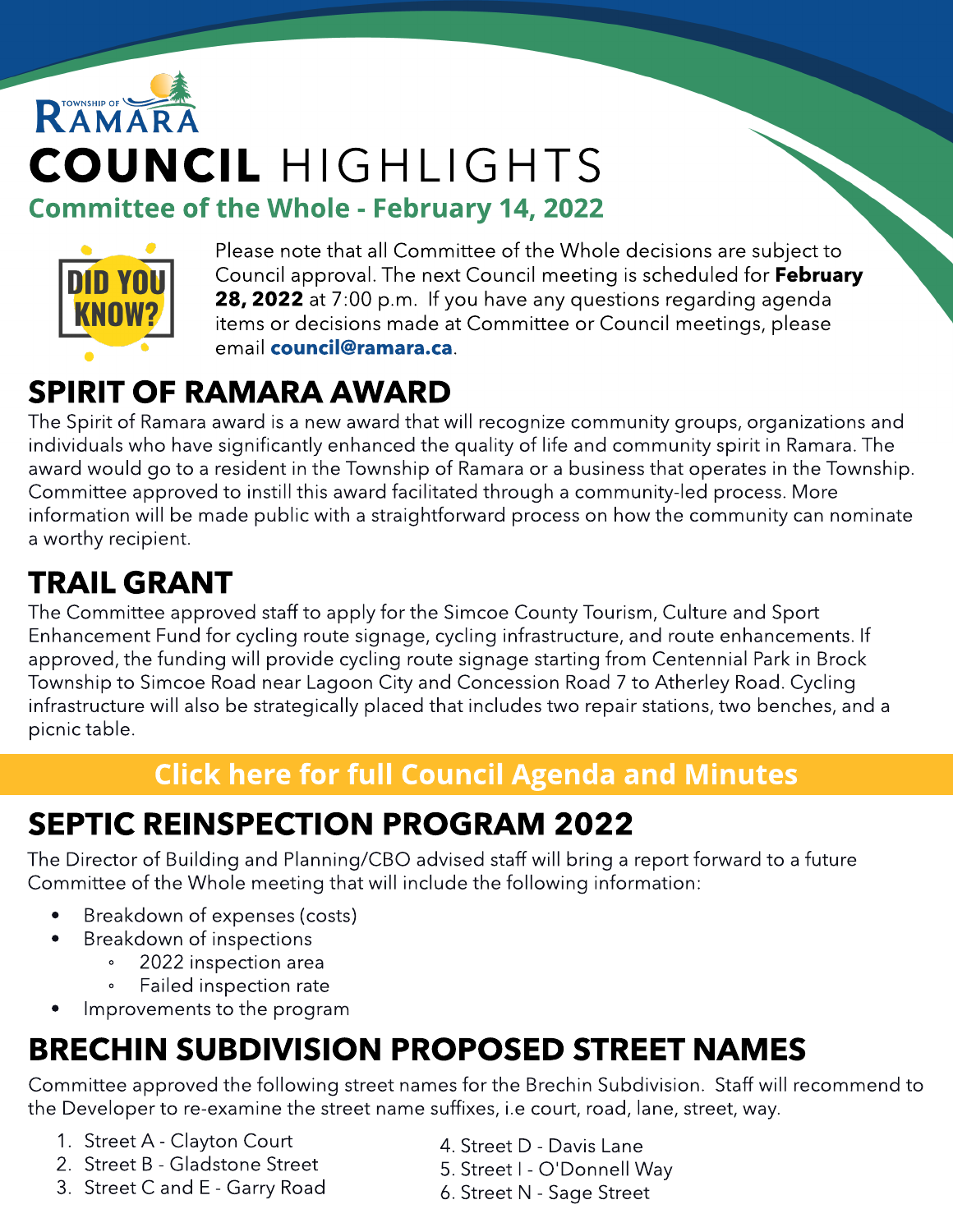TOWNSHIP OF RAMARA

# COUNCIL HIGHLIGHTS

## Committee of the Whole - February 14, 2022

DID YOU KNOW?

Please note that all Committee of the Whole decisions are subject to Council approval. The next Council meeting is scheduled for **February 28, 2022** at 7:00 p.m. If you have any questions regarding agenda items or decisions made at Committee or Council meetings, please email **council@ramara.ca**.

## SPIRIT OF RAMARA AWARD

The Spirit of Ramara award is a new award that will recognize community groups, organizations and individuals who have significantly enhanced the quality of life and community spirit in Ramara. The award would go to a resident in the Township of Ramara or a business that operates in the Township. Committee approved to instill this award facilitated through a community-led process. More information will be made public with a straightforward process on how the community can nominate a worthy recipient.

## TRAIL GRANT

The Committee approved staff to apply for the Simcoe County Tourism, Culture and Sport Enhancement Fund for cycling route signage, cycling infrastructure, and route enhancements. If approved, the funding will provide cycling route signage starting from Centennial Park in Brock Township to Simcoe Road near Lagoon City and Concession Road 7 to Atherley Road. Cycling infrastructure will also be strategically placed that includes two repair stations, two benches, and a picnic table.

**Click here for full Council Agenda and Minutes**

## SEPTIC REINSPECTION PROGRAM 2022

The Director of Building and Planning/CBO advised staff will bring a report forward to a future Committee of the Whole meeting that will include the following information:

- Breakdown of expenses (costs)
- Breakdown of inspections
  - 2022 inspection area
  - Failed inspection rate
- Improvements to the program

## BRECHIN SUBDIVISION PROPOSED STREET NAMES

Committee approved the following street names for the Brechin Subdivision. Staff will recommend to the Developer to re-examine the street name suffixes, i.e court, road, lane, street, way.

1. Street A - Clayton Court
2. Street B - Gladstone Street
3. Street C and E - Garry Road
4. Street D - Davis Lane
5. Street I - O'Donnell Way
6. Street N - Sage Street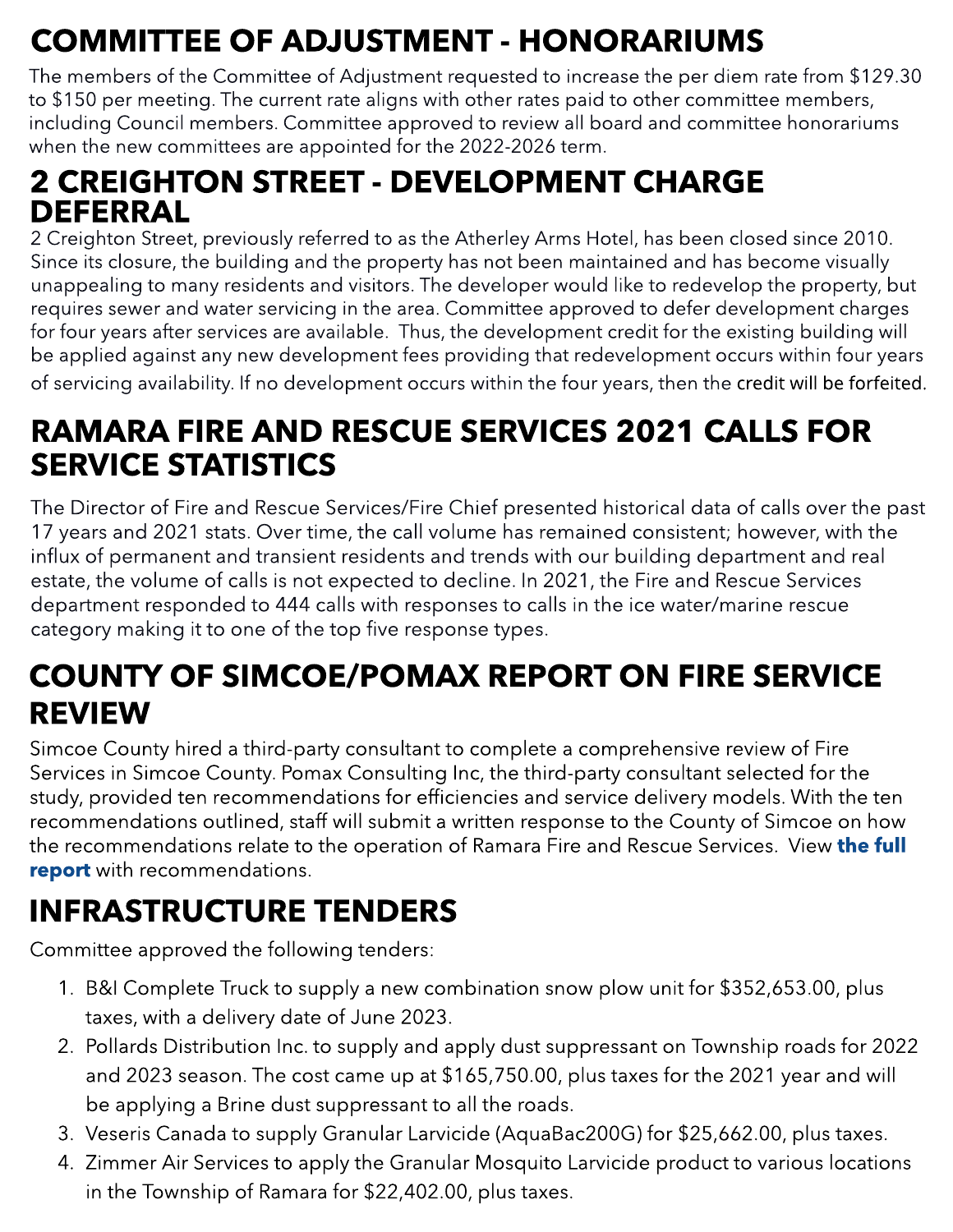## COMMITTEE OF ADJUSTMENT - HONORARIUMS

The members of the Committee of Adjustment requested to increase the per diem rate from $129.30 to $150 per meeting. The current rate aligns with other rates paid to other committee members, including Council members. Committee approved to review all board and committee honorariums when the new committees are appointed for the 2022-2026 term.

## 2 CREIGHTON STREET - DEVELOPMENT CHARGE DEFERRAL

2 Creighton Street, previously referred to as the Atherley Arms Hotel, has been closed since 2010. Since its closure, the building and the property has not been maintained and has become visually unappealing to many residents and visitors. The developer would like to redevelop the property, but requires sewer and water servicing in the area. Committee approved to defer development charges for four years after services are available. Thus, the development credit for the existing building will be applied against any new development fees providing that redevelopment occurs within four years of servicing availability. If no development occurs within the four years, then the credit will be forfeited.

## RAMARA FIRE AND RESCUE SERVICES 2021 CALLS FOR SERVICE STATISTICS

The Director of Fire and Rescue Services/Fire Chief presented historical data of calls over the past 17 years and 2021 stats. Over time, the call volume has remained consistent; however, with the influx of permanent and transient residents and trends with our building department and real estate, the volume of calls is not expected to decline. In 2021, the Fire and Rescue Services department responded to 444 calls with responses to calls in the ice water/marine rescue category making it to one of the top five response types.

## COUNTY OF SIMCOE/POMAX REPORT ON FIRE SERVICE REVIEW

Simcoe County hired a third-party consultant to complete a comprehensive review of Fire Services in Simcoe County. Pomax Consulting Inc, the third-party consultant selected for the study, provided ten recommendations for efficiencies and service delivery models. With the ten recommendations outlined, staff will submit a written response to the County of Simcoe on how the recommendations relate to the operation of Ramara Fire and Rescue Services. View **the full report** with recommendations.

## INFRASTRUCTURE TENDERS

Committee approved the following tenders:

1. B&I Complete Truck to supply a new combination snow plow unit for $352,653.00, plus taxes, with a delivery date of June 2023.
2. Pollards Distribution Inc. to supply and apply dust suppressant on Township roads for 2022 and 2023 season. The cost came up at $165,750.00, plus taxes for the 2021 year and will be applying a Brine dust suppressant to all the roads.
3. Veseris Canada to supply Granular Larvicide (AquaBac200G) for $25,662.00, plus taxes.
4. Zimmer Air Services to apply the Granular Mosquito Larvicide product to various locations in the Township of Ramara for $22,402.00, plus taxes.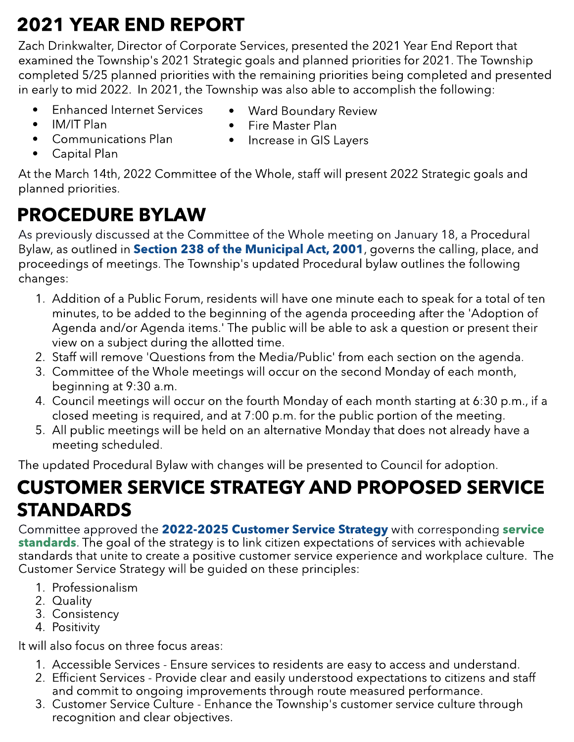# 2021 YEAR END REPORT

Zach Drinkwalter, Director of Corporate Services, presented the 2021 Year End Report that examined the Township's 2021 Strategic goals and planned priorities for 2021. The Township completed 5/25 planned priorities with the remaining priorities being completed and presented in early to mid 2022. In 2021, the Township was also able to accomplish the following:

- Enhanced Internet Services
- IM/IT Plan
- Communications Plan
- Capital Plan
- Ward Boundary Review
- Fire Master Plan
- Increase in GIS Layers

At the March 14th, 2022 Committee of the Whole, staff will present 2022 Strategic goals and planned priorities.

# PROCEDURE BYLAW

As previously discussed at the Committee of the Whole meeting on January 18, a Procedural Bylaw, as outlined in **Section 238 of the Municipal Act, 2001**, governs the calling, place, and proceedings of meetings. The Township's updated Procedural bylaw outlines the following changes:

1. Addition of a Public Forum, residents will have one minute each to speak for a total of ten minutes, to be added to the beginning of the agenda proceeding after the 'Adoption of Agenda and/or Agenda items.' The public will be able to ask a question or present their view on a subject during the allotted time.
2. Staff will remove 'Questions from the Media/Public' from each section on the agenda.
3. Committee of the Whole meetings will occur on the second Monday of each month, beginning at 9:30 a.m.
4. Council meetings will occur on the fourth Monday of each month starting at 6:30 p.m., if a closed meeting is required, and at 7:00 p.m. for the public portion of the meeting.
5. All public meetings will be held on an alternative Monday that does not already have a meeting scheduled.

The updated Procedural Bylaw with changes will be presented to Council for adoption.

# CUSTOMER SERVICE STRATEGY AND PROPOSED SERVICE STANDARDS

Committee approved the **2022-2025 Customer Service Strategy** with corresponding **service standards**. The goal of the strategy is to link citizen expectations of services with achievable standards that unite to create a positive customer service experience and workplace culture. The Customer Service Strategy will be guided on these principles:

1. Professionalism
2. Quality
3. Consistency
4. Positivity

It will also focus on three focus areas:

1. Accessible Services - Ensure services to residents are easy to access and understand.
2. Efficient Services - Provide clear and easily understood expectations to citizens and staff and commit to ongoing improvements through route measured performance.
3. Customer Service Culture - Enhance the Township's customer service culture through recognition and clear objectives.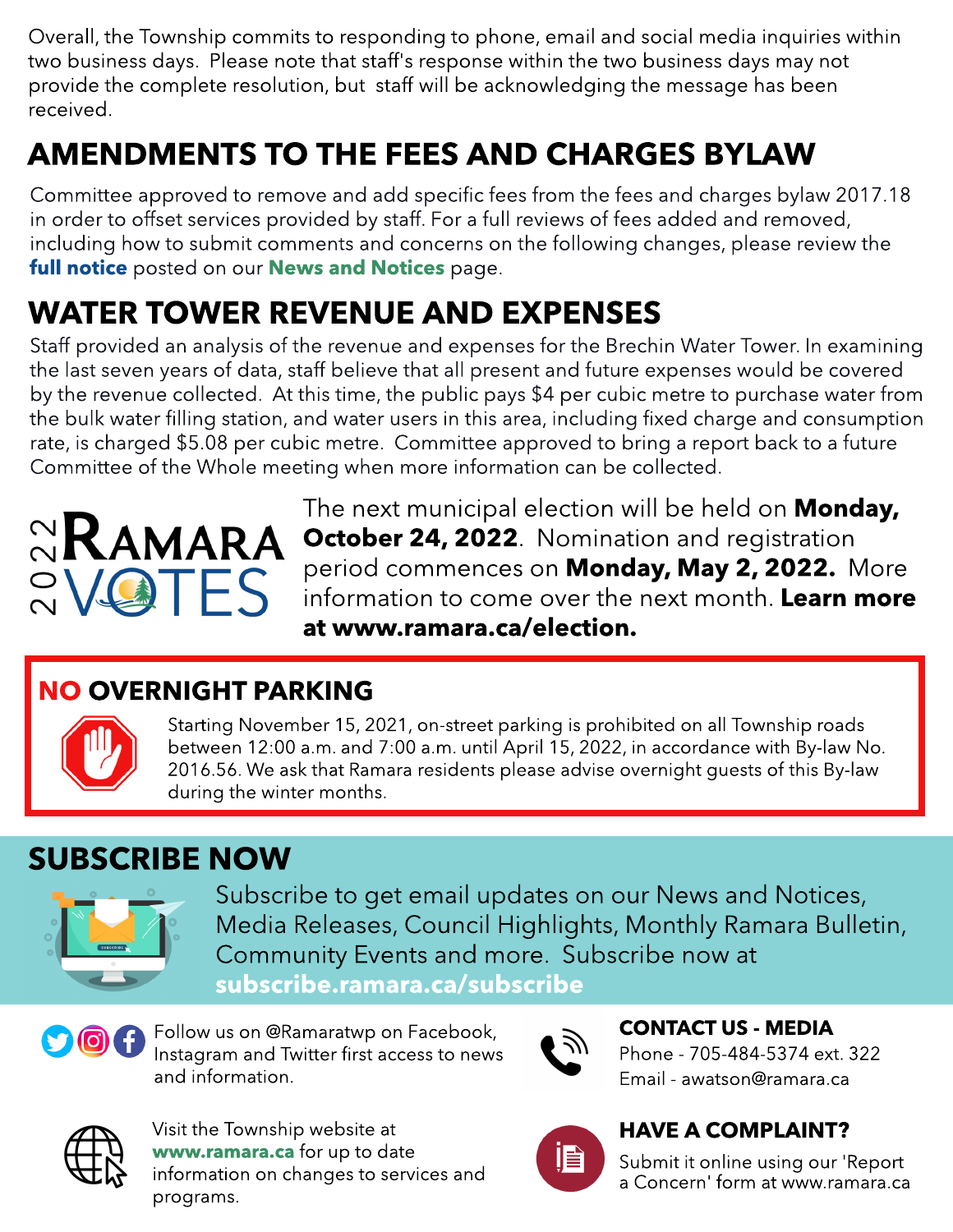Overall, the Township commits to responding to phone, email and social media inquiries within two business days. Please note that staff's response within the two business days may not provide the complete resolution, but staff will be acknowledging the message has been received.

## AMENDMENTS TO THE FEES AND CHARGES BYLAW

Committee approved to remove and add specific fees from the fees and charges bylaw 2017.18 in order to offset services provided by staff. For a full reviews of fees added and removed, including how to submit comments and concerns on the following changes, please review the **full notice** posted on our **News and Notices** page.

## WATER TOWER REVENUE AND EXPENSES

Staff provided an analysis of the revenue and expenses for the Brechin Water Tower. In examining the last seven years of data, staff believe that all present and future expenses would be covered by the revenue collected. At this time, the public pays $4 per cubic metre to purchase water from the bulk water filling station, and water users in this area, including fixed charge and consumption rate, is charged $5.08 per cubic metre. Committee approved to bring a report back to a future Committee of the Whole meeting when more information can be collected.

2022 RAMARA VOTES

The next municipal election will be held on **Monday, October 24, 2022**. Nomination and registration period commences on **Monday, May 2, 2022.** More information to come over the next month. **Learn more at www.ramara.ca/election.**

## NO OVERNIGHT PARKING

Starting November 15, 2021, on-street parking is prohibited on all Township roads between 12:00 a.m. and 7:00 a.m. until April 15, 2022, in accordance with By-law No. 2016.56. We ask that Ramara residents please advise overnight guests of this By-law during the winter months.

## SUBSCRIBE NOW

Subscribe to get email updates on our News and Notices, Media Releases, Council Highlights, Monthly Ramara Bulletin, Community Events and more. Subscribe now at **subscribe.ramara.ca/subscribe**

Follow us on @Ramaratwp on Facebook, Instagram and Twitter first access to news and information.

### CONTACT US - MEDIA

Phone - 705-484-5374 ext. 322
Email - awatson@ramara.ca

Visit the Township website at **www.ramara.ca** for up to date information on changes to services and programs.

### HAVE A COMPLAINT?

Submit it online using our 'Report a Concern' form at www.ramara.ca